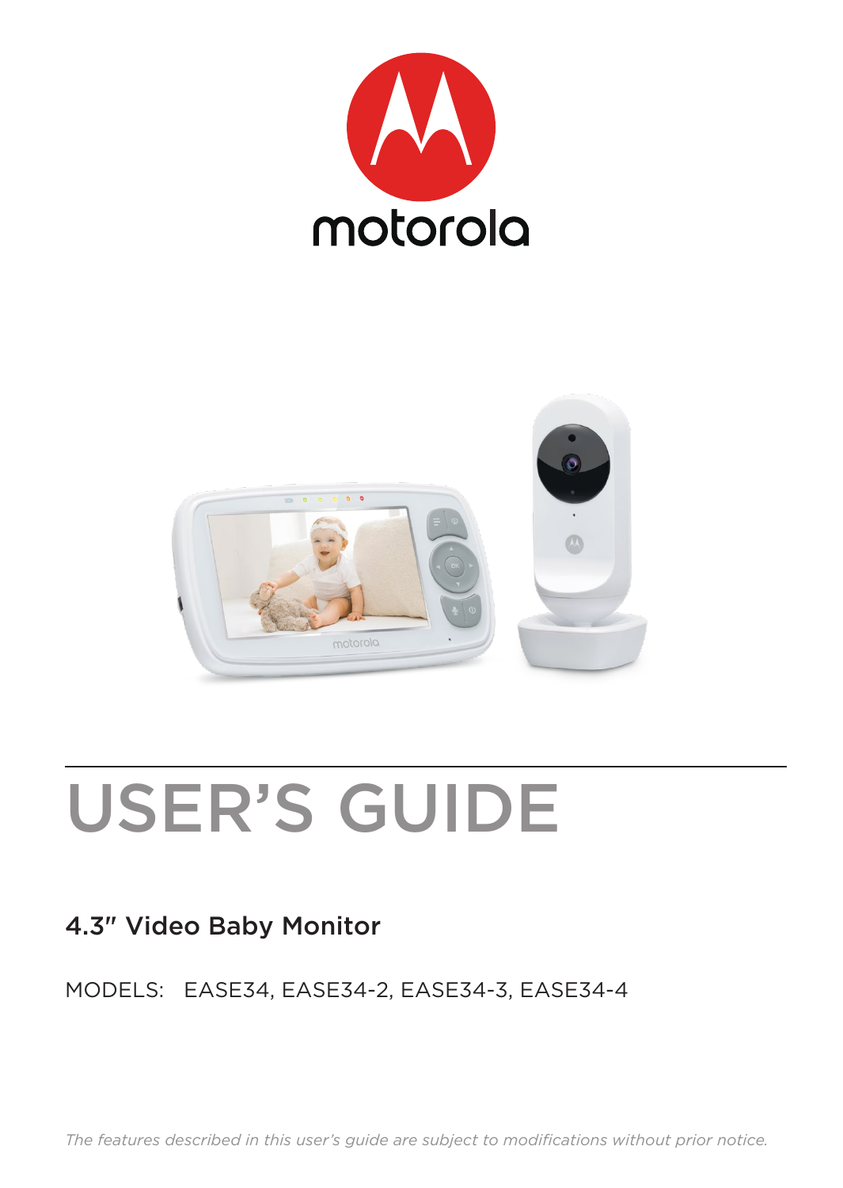motorola

# USER'S GUIDE

## 4.3" Video Baby Monitor

MODELS: EASE34, EASE34-2, EASE34-3, EASE34-4

*The features described in this user's guide are subject to modifications without prior notice.*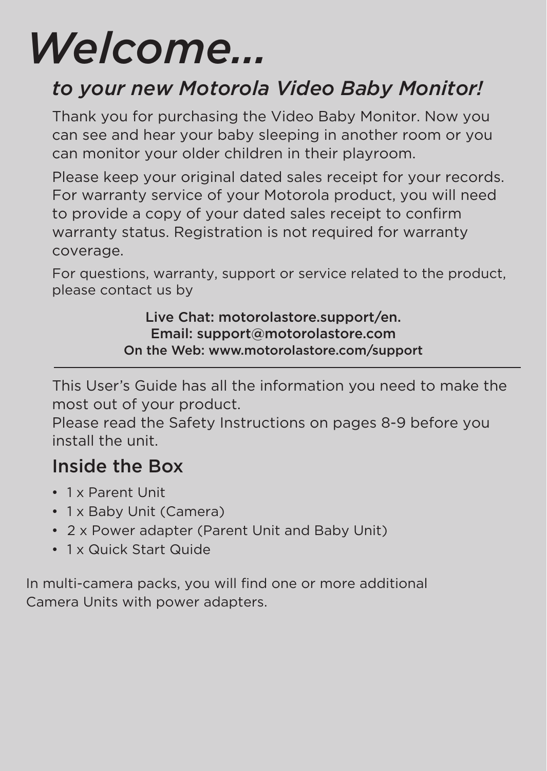# *Welcome...*

## *to your new Motorola Video Baby Monitor!*

Thank you for purchasing the Video Baby Monitor. Now you can see and hear your baby sleeping in another room or you can monitor your older children in their playroom.

Please keep your original dated sales receipt for your records. For warranty service of your Motorola product, you will need to provide a copy of your dated sales receipt to confirm warranty status. Registration is not required for warranty coverage.

For questions, warranty, support or service related to the product, please contact us by

Live Chat: motorolastore.support/en.
Email: support@motorolastore.com
On the Web: www.motorolastore.com/support

---

This User's Guide has all the information you need to make the most out of your product.
Please read the Safety Instructions on pages 8-9 before you install the unit.

## Inside the Box

- 1 x Parent Unit
- 1 x Baby Unit (Camera)
- 2 x Power adapter (Parent Unit and Baby Unit)
- 1 x Quick Start Quide

In multi-camera packs, you will find one or more additional Camera Units with power adapters.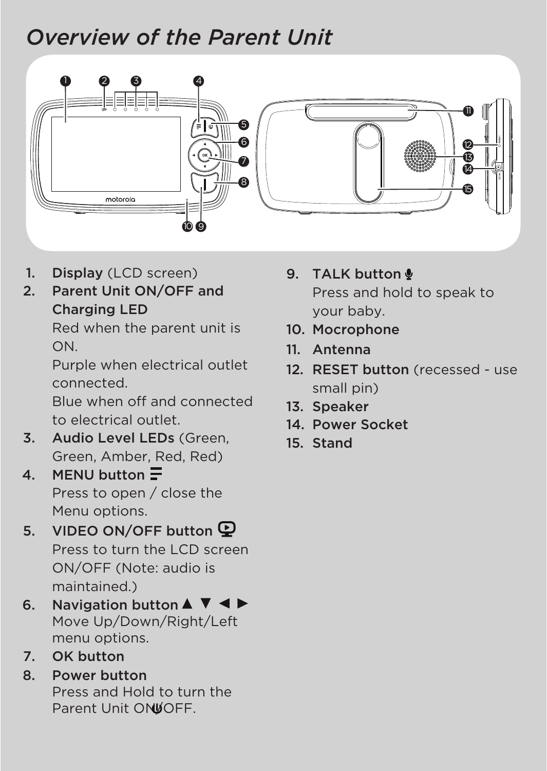# *Overview of the Parent Unit*

1. **Display** (LCD screen)
2. **Parent Unit ON/OFF and Charging LED**
   Red when the parent unit is ON.
   Purple when electrical outlet connected.
   Blue when off and connected to electrical outlet.
3. **Audio Level LEDs** (Green, Green, Amber, Red, Red)
4. **MENU button**
   Press to open / close the Menu options.
5. **VIDEO ON/OFF button**
   Press to turn the LCD screen ON/OFF (Note: audio is maintained.)
6. **Navigation button ▲ ▼ ◄ ►**
   Move Up/Down/Right/Left menu options.
7. **OK button**
8. **Power button**
   Press and Hold to turn the Parent Unit ON/OFF.
9. **TALK button**
   Press and hold to speak to your baby.
10. **Mocrophone**
11. **Antenna**
12. **RESET button** (recessed - use small pin)
13. **Speaker**
14. **Power Socket**
15. **Stand**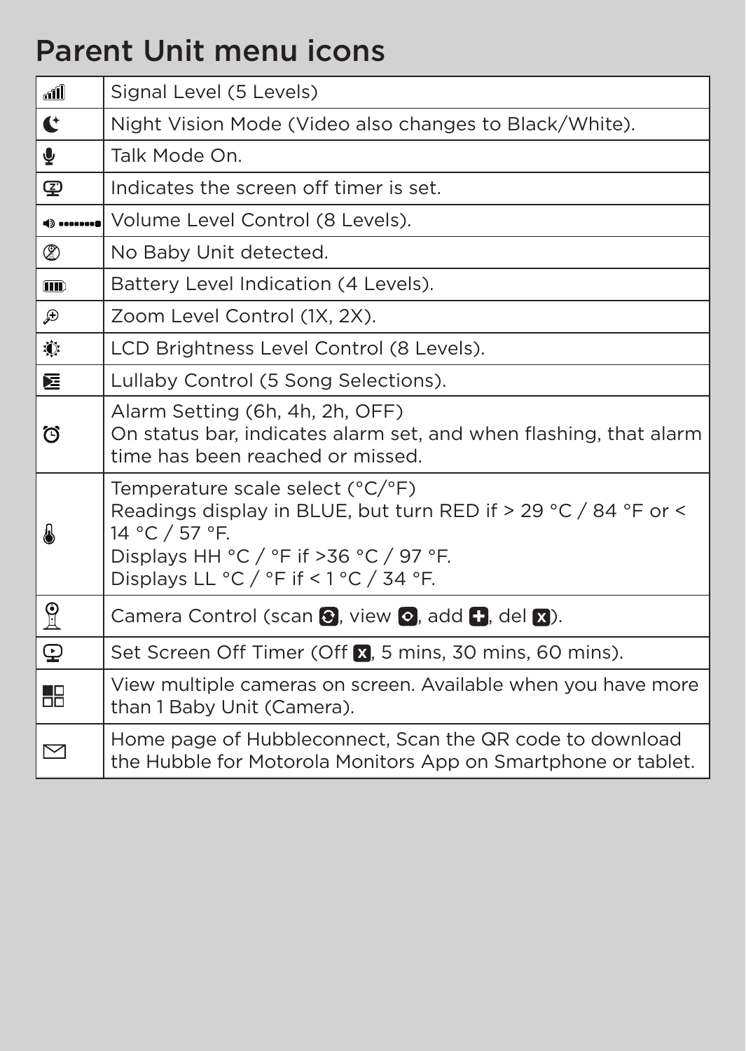# Parent Unit menu icons

| | |
|---|---|
| | Signal Level (5 Levels) |
| | Night Vision Mode (Video also changes to Black/White). |
| | Talk Mode On. |
| | Indicates the screen off timer is set. |
| | Volume Level Control (8 Levels). |
| | No Baby Unit detected. |
| | Battery Level Indication (4 Levels). |
| | Zoom Level Control (1X, 2X). |
| | LCD Brightness Level Control (8 Levels). |
| | Lullaby Control (5 Song Selections). |
| | Alarm Setting (6h, 4h, 2h, OFF)<br>On status bar, indicates alarm set, and when flashing, that alarm time has been reached or missed. |
| | Temperature scale select (°C/°F)<br>Readings display in BLUE, but turn RED if > 29 °C / 84 °F or < 14 °C / 57 °F.<br>Displays HH °C / °F if >36 °C / 97 °F.<br>Displays LL °C / °F if < 1 °C / 34 °F. |
| | Camera Control (scan, view, add, del). |
| | Set Screen Off Timer (Off, 5 mins, 30 mins, 60 mins). |
| | View multiple cameras on screen. Available when you have more than 1 Baby Unit (Camera). |
| | Home page of Hubbleconnect, Scan the QR code to download the Hubble for Motorola Monitors App on Smartphone or tablet. |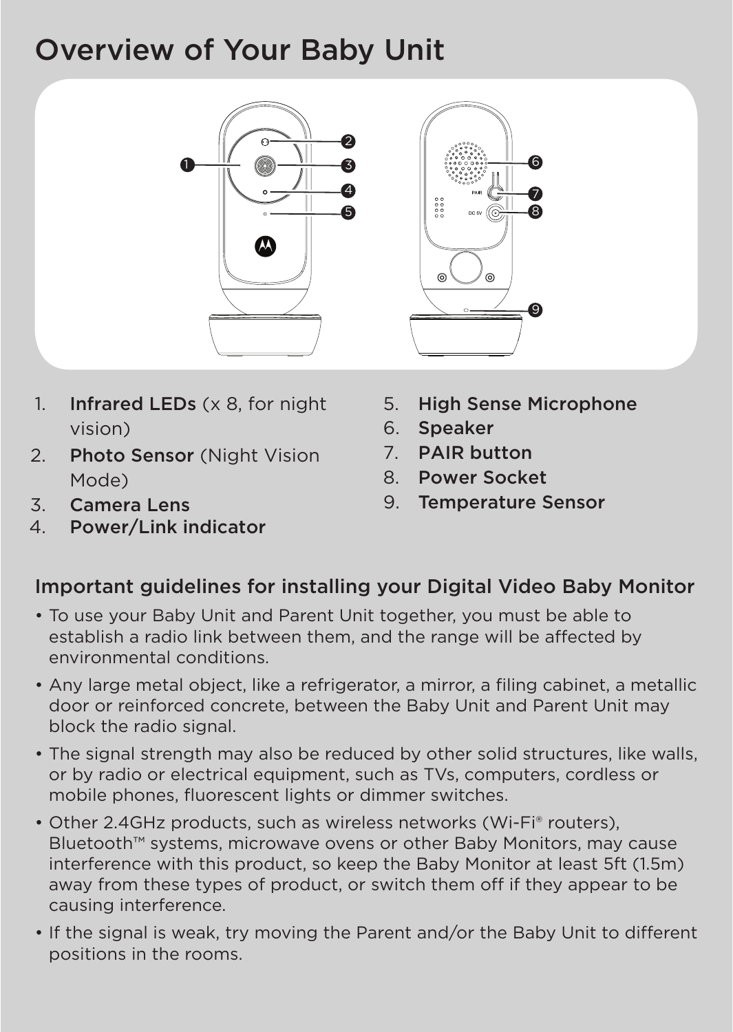# Overview of Your Baby Unit

1. **Infrared LEDs** (x 8, for night vision)
2. **Photo Sensor** (Night Vision Mode)
3. **Camera Lens**
4. **Power/Link indicator**
5. **High Sense Microphone**
6. **Speaker**
7. **PAIR button**
8. **Power Socket**
9. **Temperature Sensor**

## Important guidelines for installing your Digital Video Baby Monitor

- To use your Baby Unit and Parent Unit together, you must be able to establish a radio link between them, and the range will be affected by environmental conditions.
- Any large metal object, like a refrigerator, a mirror, a filing cabinet, a metallic door or reinforced concrete, between the Baby Unit and Parent Unit may block the radio signal.
- The signal strength may also be reduced by other solid structures, like walls, or by radio or electrical equipment, such as TVs, computers, cordless or mobile phones, fluorescent lights or dimmer switches.
- Other 2.4GHz products, such as wireless networks (Wi-Fi® routers), Bluetooth™ systems, microwave ovens or other Baby Monitors, may cause interference with this product, so keep the Baby Monitor at least 5ft (1.5m) away from these types of product, or switch them off if they appear to be causing interference.
- If the signal is weak, try moving the Parent and/or the Baby Unit to different positions in the rooms.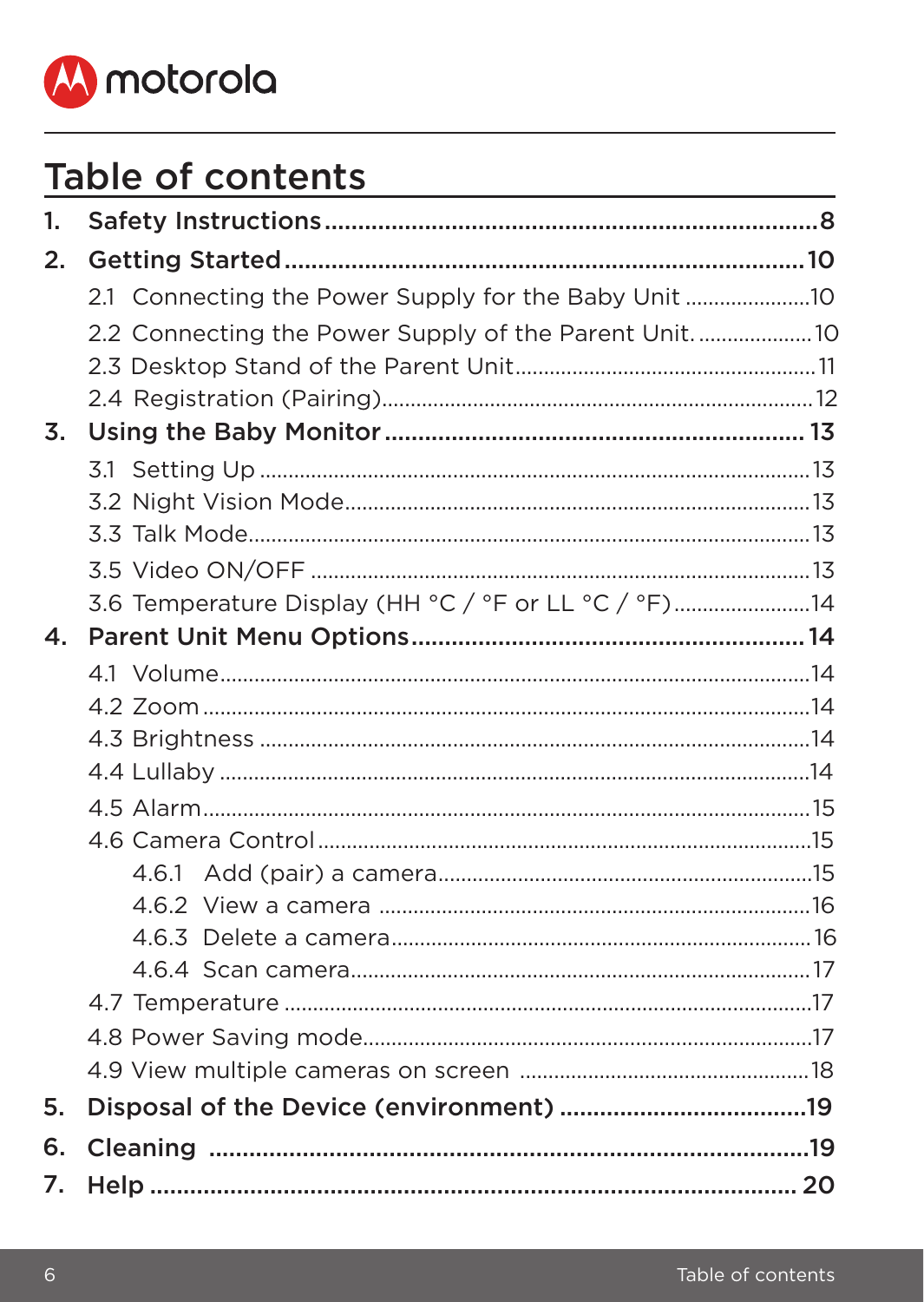# Table of contents

1. **Safety Instructions** .......... 8
2. **Getting Started** .......... 10
   - 2.1 Connecting the Power Supply for the Baby Unit .......... 10
   - 2.2 Connecting the Power Supply of the Parent Unit. .......... 10
   - 2.3 Desktop Stand of the Parent Unit .......... 11
   - 2.4 Registration (Pairing) .......... 12
3. **Using the Baby Monitor** .......... 13
   - 3.1 Setting Up .......... 13
   - 3.2 Night Vision Mode .......... 13
   - 3.3 Talk Mode .......... 13
   - 3.5 Video ON/OFF .......... 13
   - 3.6 Temperature Display (HH °C / °F or LL °C / °F) .......... 14
4. **Parent Unit Menu Options** .......... 14
   - 4.1 Volume .......... 14
   - 4.2 Zoom .......... 14
   - 4.3 Brightness .......... 14
   - 4.4 Lullaby .......... 14
   - 4.5 Alarm .......... 15
   - 4.6 Camera Control .......... 15
     - 4.6.1 Add (pair) a camera .......... 15
     - 4.6.2 View a camera .......... 16
     - 4.6.3 Delete a camera .......... 16
     - 4.6.4 Scan camera .......... 17
   - 4.7 Temperature .......... 17
   - 4.8 Power Saving mode .......... 17
   - 4.9 View multiple cameras on screen .......... 18
5. **Disposal of the Device (environment)** .......... 19
6. **Cleaning** .......... 19
7. **Help** .......... 20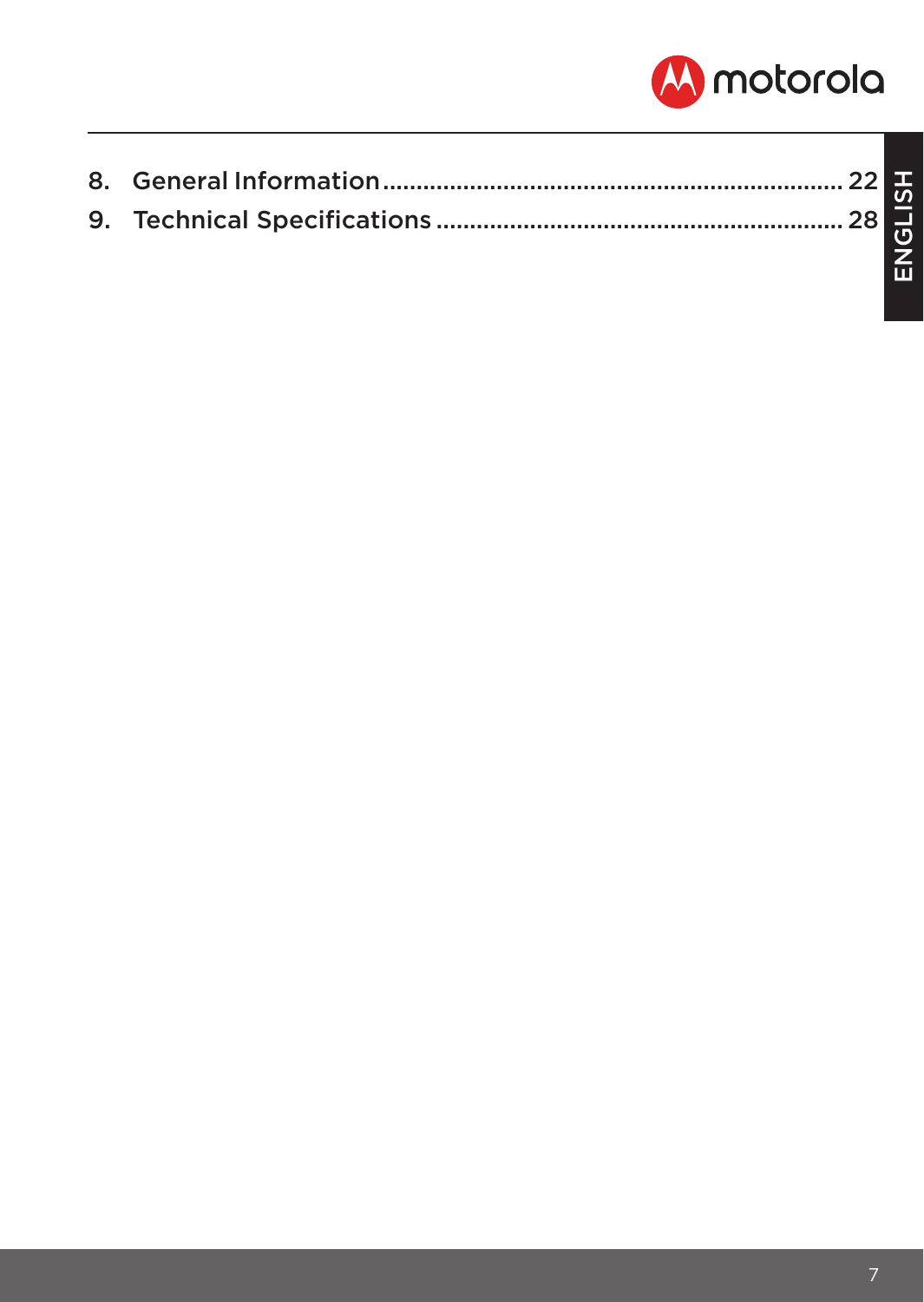8. General Information .................................................................... 22
9. Technical Specifications ............................................................ 28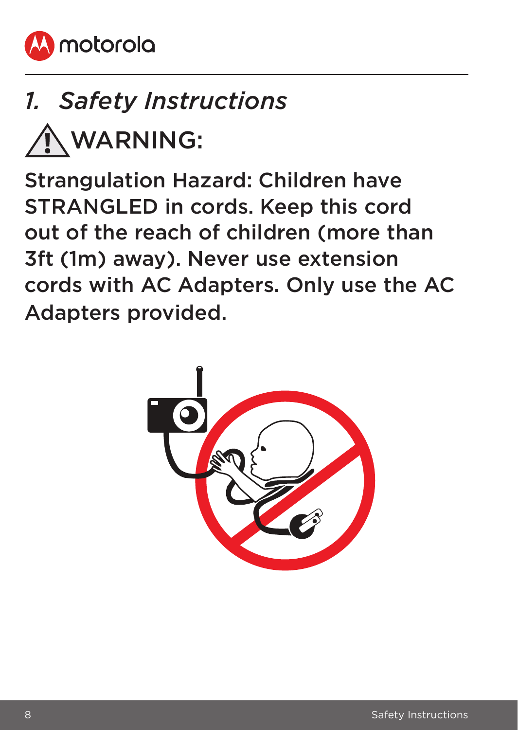# 1. *Safety Instructions*

## ⚠ WARNING:

Strangulation Hazard: Children have STRANGLED in cords. Keep this cord out of the reach of children (more than 3ft (1m) away). Never use extension cords with AC Adapters. Only use the AC Adapters provided.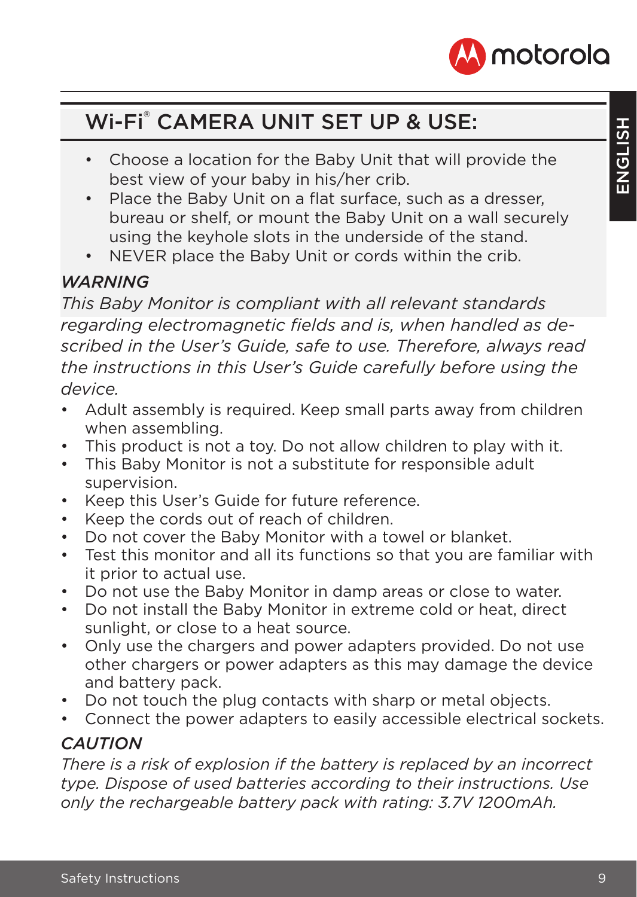## Wi-Fi® CAMERA UNIT SET UP & USE:

- Choose a location for the Baby Unit that will provide the best view of your baby in his/her crib.
- Place the Baby Unit on a flat surface, such as a dresser, bureau or shelf, or mount the Baby Unit on a wall securely using the keyhole slots in the underside of the stand.
- NEVER place the Baby Unit or cords within the crib.

***WARNING***

*This Baby Monitor is compliant with all relevant standards regarding electromagnetic fields and is, when handled as described in the User's Guide, safe to use. Therefore, always read the instructions in this User's Guide carefully before using the device.*

- Adult assembly is required. Keep small parts away from children when assembling.
- This product is not a toy. Do not allow children to play with it.
- This Baby Monitor is not a substitute for responsible adult supervision.
- Keep this User's Guide for future reference.
- Keep the cords out of reach of children.
- Do not cover the Baby Monitor with a towel or blanket.
- Test this monitor and all its functions so that you are familiar with it prior to actual use.
- Do not use the Baby Monitor in damp areas or close to water.
- Do not install the Baby Monitor in extreme cold or heat, direct sunlight, or close to a heat source.
- Only use the chargers and power adapters provided. Do not use other chargers or power adapters as this may damage the device and battery pack.
- Do not touch the plug contacts with sharp or metal objects.
- Connect the power adapters to easily accessible electrical sockets.

***CAUTION***

*There is a risk of explosion if the battery is replaced by an incorrect type. Dispose of used batteries according to their instructions. Use only the rechargeable battery pack with rating: 3.7V 1200mAh.*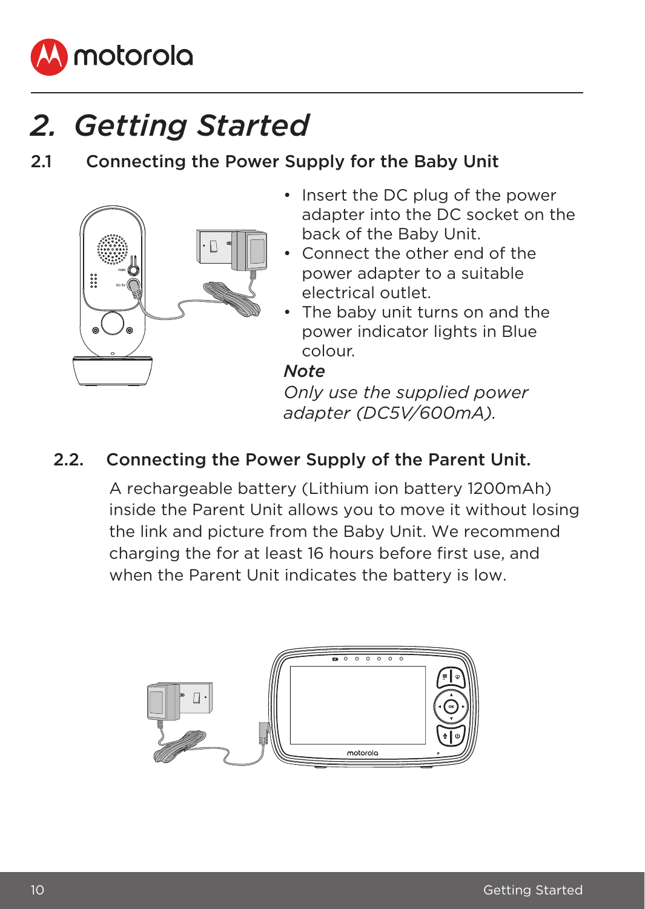# 2. Getting Started

## 2.1 Connecting the Power Supply for the Baby Unit

- Insert the DC plug of the power adapter into the DC socket on the back of the Baby Unit.
- Connect the other end of the power adapter to a suitable electrical outlet.
- The baby unit turns on and the power indicator lights in Blue colour.

***Note***

*Only use the supplied power adapter (DC5V/600mA).*

## 2.2. Connecting the Power Supply of the Parent Unit.

A rechargeable battery (Lithium ion battery 1200mAh) inside the Parent Unit allows you to move it without losing the link and picture from the Baby Unit. We recommend charging the for at least 16 hours before first use, and when the Parent Unit indicates the battery is low.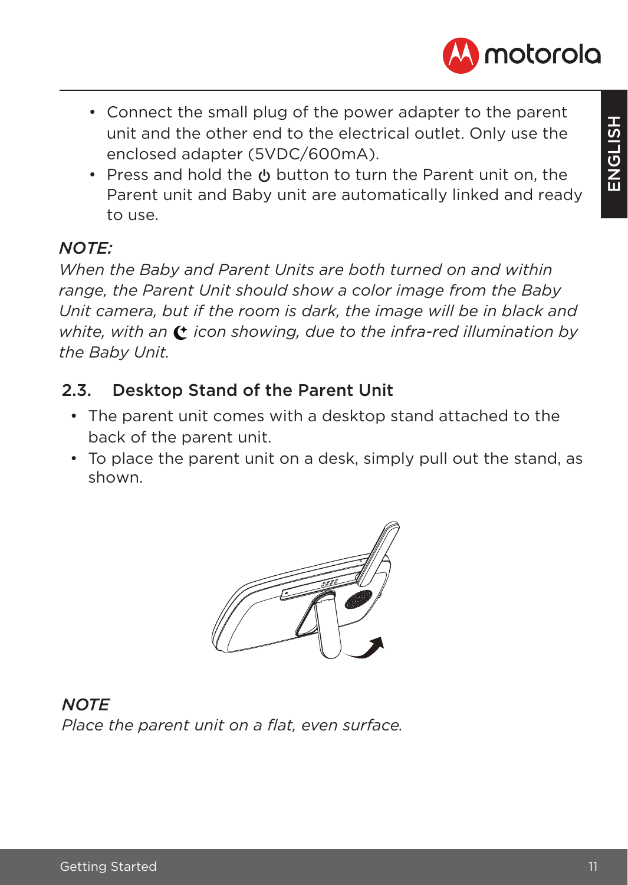- Connect the small plug of the power adapter to the parent unit and the other end to the electrical outlet. Only use the enclosed adapter (5VDC/600mA).
- Press and hold the ⏻ button to turn the Parent unit on, the Parent unit and Baby unit are automatically linked and ready to use.

*NOTE:*

*When the Baby and Parent Units are both turned on and within range, the Parent Unit should show a color image from the Baby Unit camera, but if the room is dark, the image will be in black and white, with an ☾ icon showing, due to the infra-red illumination by the Baby Unit.*

## 2.3. Desktop Stand of the Parent Unit

- The parent unit comes with a desktop stand attached to the back of the parent unit.
- To place the parent unit on a desk, simply pull out the stand, as shown.

***NOTE***

*Place the parent unit on a flat, even surface.*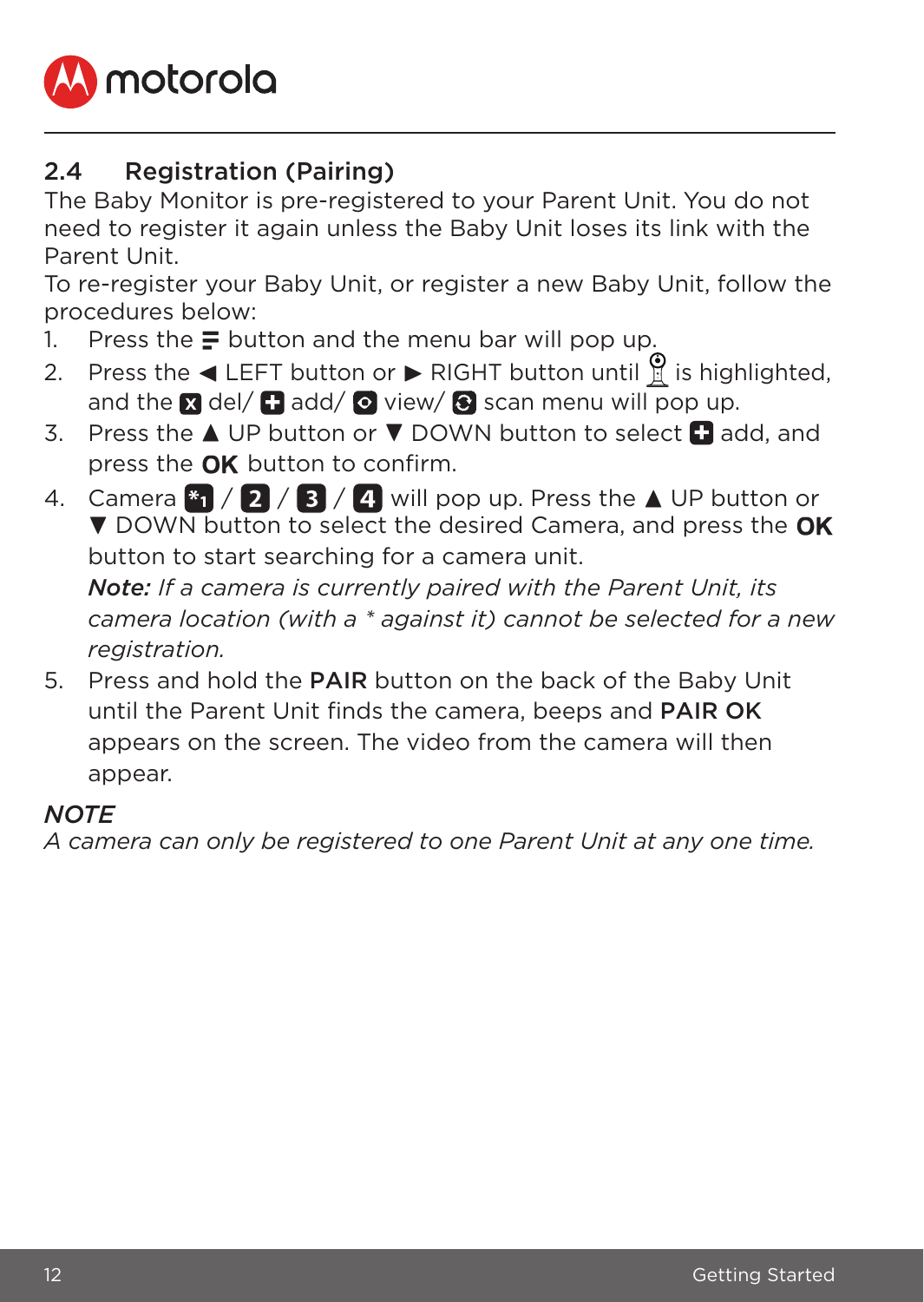## 2.4 Registration (Pairing)

The Baby Monitor is pre-registered to your Parent Unit. You do not need to register it again unless the Baby Unit loses its link with the Parent Unit.

To re-register your Baby Unit, or register a new Baby Unit, follow the procedures below:

1. Press the ☰ button and the menu bar will pop up.
2. Press the ◀ LEFT button or ▶ RIGHT button until the camera icon is highlighted, and the ☒ del/ ⊞ add/ view/ scan menu will pop up.
3. Press the ▲ UP button or ▼ DOWN button to select ⊞ add, and press the **OK** button to confirm.
4. Camera *1 / 2 / 3 / 4 will pop up. Press the ▲ UP button or ▼ DOWN button to select the desired Camera, and press the **OK** button to start searching for a camera unit.

   ***Note:*** *If a camera is currently paired with the Parent Unit, its camera location (with a * against it) cannot be selected for a new registration.*
5. Press and hold the **PAIR** button on the back of the Baby Unit until the Parent Unit finds the camera, beeps and **PAIR OK** appears on the screen. The video from the camera will then appear.

***NOTE***

*A camera can only be registered to one Parent Unit at any one time.*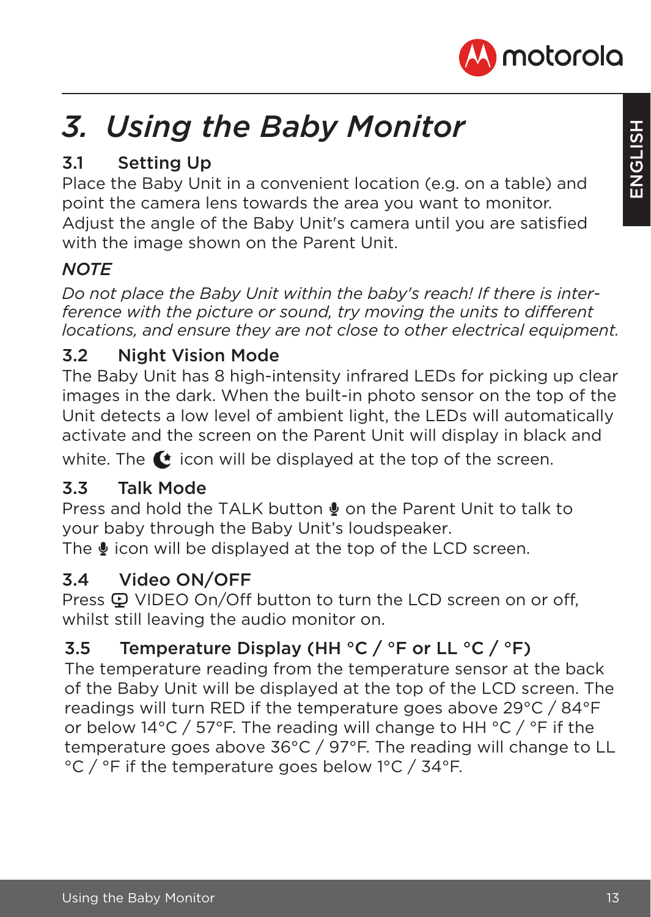# 3. Using the Baby Monitor

## 3.1 Setting Up

Place the Baby Unit in a convenient location (e.g. on a table) and point the camera lens towards the area you want to monitor. Adjust the angle of the Baby Unit's camera until you are satisfied with the image shown on the Parent Unit.

### *NOTE*

*Do not place the Baby Unit within the baby's reach! If there is interference with the picture or sound, try moving the units to different locations, and ensure they are not close to other electrical equipment.*

## 3.2 Night Vision Mode

The Baby Unit has 8 high-intensity infrared LEDs for picking up clear images in the dark. When the built-in photo sensor on the top of the Unit detects a low level of ambient light, the LEDs will automatically activate and the screen on the Parent Unit will display in black and white. The icon will be displayed at the top of the screen.

## 3.3 Talk Mode

Press and hold the TALK button on the Parent Unit to talk to your baby through the Baby Unit's loudspeaker.
The icon will be displayed at the top of the LCD screen.

## 3.4 Video ON/OFF

Press VIDEO On/Off button to turn the LCD screen on or off, whilst still leaving the audio monitor on.

## 3.5 Temperature Display (HH °C / °F or LL °C / °F)

The temperature reading from the temperature sensor at the back of the Baby Unit will be displayed at the top of the LCD screen. The readings will turn RED if the temperature goes above 29°C / 84°F or below 14°C / 57°F. The reading will change to HH °C / °F if the temperature goes above 36°C / 97°F. The reading will change to LL °C / °F if the temperature goes below 1°C / 34°F.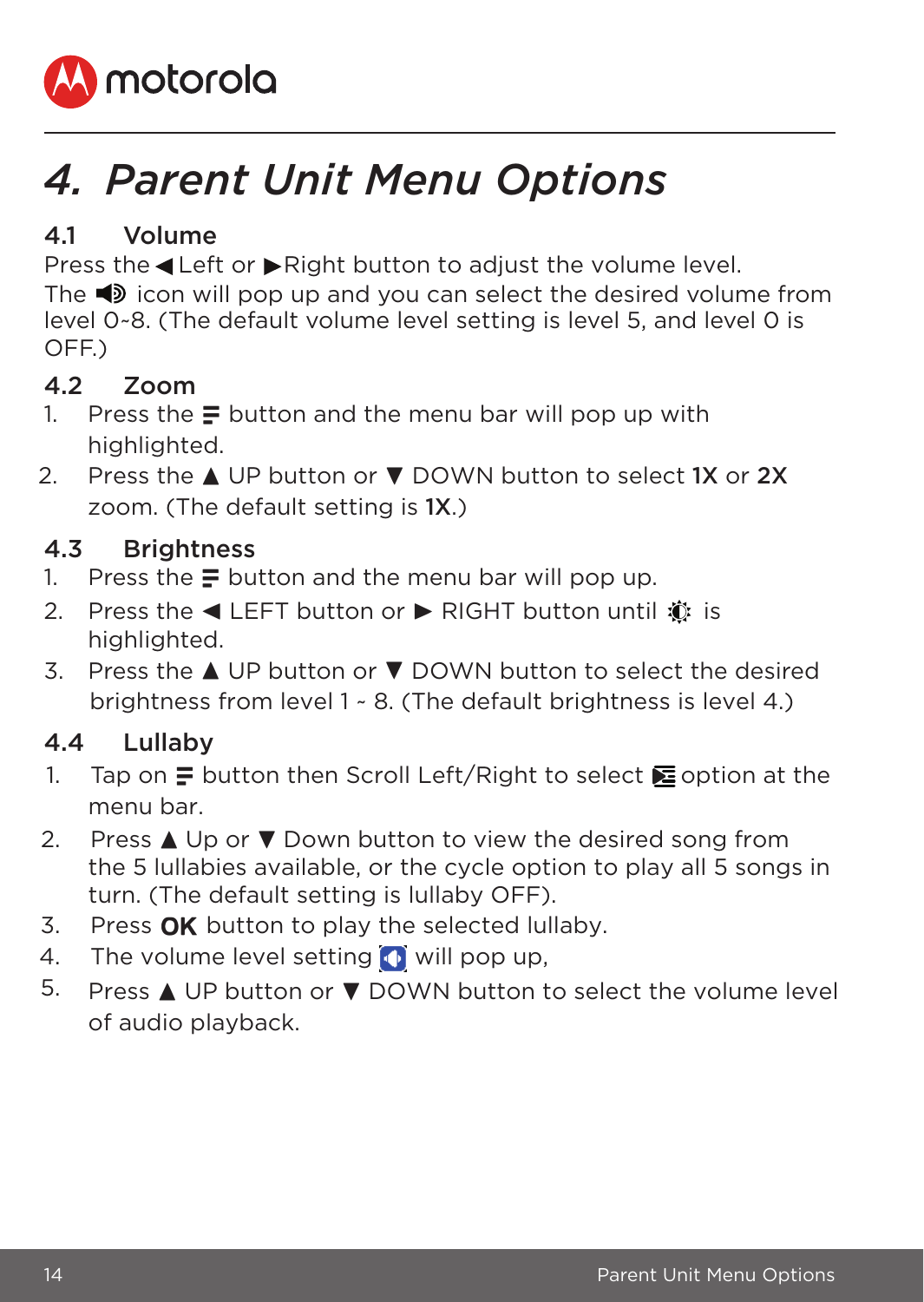# 4. *Parent Unit Menu Options*

## 4.1 Volume

Press the ◀ Left or ▶ Right button to adjust the volume level.

The 🔊 icon will pop up and you can select the desired volume from level 0~8. (The default volume level setting is level 5, and level 0 is OFF.)

## 4.2 Zoom

1. Press the ≡ button and the menu bar will pop up with highlighted.
2. Press the ▲ UP button or ▼ DOWN button to select **1X** or **2X** zoom. (The default setting is **1X**.)

## 4.3 Brightness

1. Press the ≡ button and the menu bar will pop up.
2. Press the ◀ LEFT button or ▶ RIGHT button until ☀ is highlighted.
3. Press the ▲ UP button or ▼ DOWN button to select the desired brightness from level 1 ~ 8. (The default brightness is level 4.)

## 4.4 Lullaby

1. Tap on ≡ button then Scroll Left/Right to select option at the menu bar.
2. Press ▲ Up or ▼ Down button to view the desired song from the 5 lullabies available, or the cycle option to play all 5 songs in turn. (The default setting is lullaby OFF).
3. Press **OK** button to play the selected lullaby.
4. The volume level setting will pop up,
5. Press ▲ UP button or ▼ DOWN button to select the volume level of audio playback.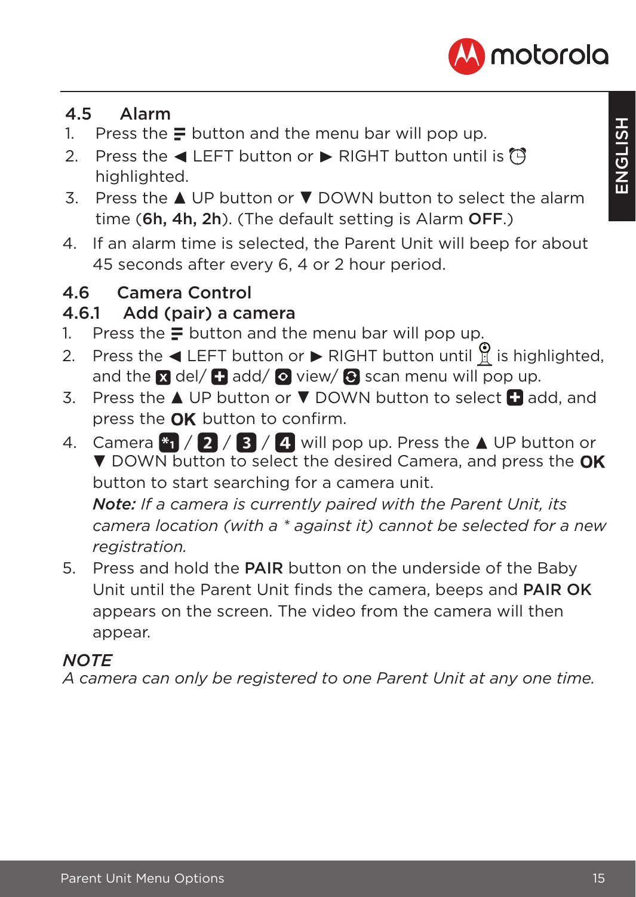## 4.5 Alarm

1. Press the ☰ button and the menu bar will pop up.
2. Press the ◀ LEFT button or ▶ RIGHT button until is ⏰ highlighted.
3. Press the ▲ UP button or ▼ DOWN button to select the alarm time (**6h, 4h, 2h**). (The default setting is Alarm **OFF**.)
4. If an alarm time is selected, the Parent Unit will beep for about 45 seconds after every 6, 4 or 2 hour period.

## 4.6 Camera Control

### 4.6.1 Add (pair) a camera

1. Press the ☰ button and the menu bar will pop up.
2. Press the ◀ LEFT button or ▶ RIGHT button until 📷 is highlighted, and the ☒ del/ ⊞ add/ ⊙ view/ ⟳ scan menu will pop up.
3. Press the ▲ UP button or ▼ DOWN button to select ⊞ add, and press the **OK** button to confirm.
4. Camera *1 / 2 / 3 / 4 will pop up. Press the ▲ UP button or ▼ DOWN button to select the desired Camera, and press the **OK** button to start searching for a camera unit.
   ***Note:*** *If a camera is currently paired with the Parent Unit, its camera location (with a * against it) cannot be selected for a new registration.*
5. Press and hold the **PAIR** button on the underside of the Baby Unit until the Parent Unit finds the camera, beeps and **PAIR OK** appears on the screen. The video from the camera will then appear.

***NOTE***
*A camera can only be registered to one Parent Unit at any one time.*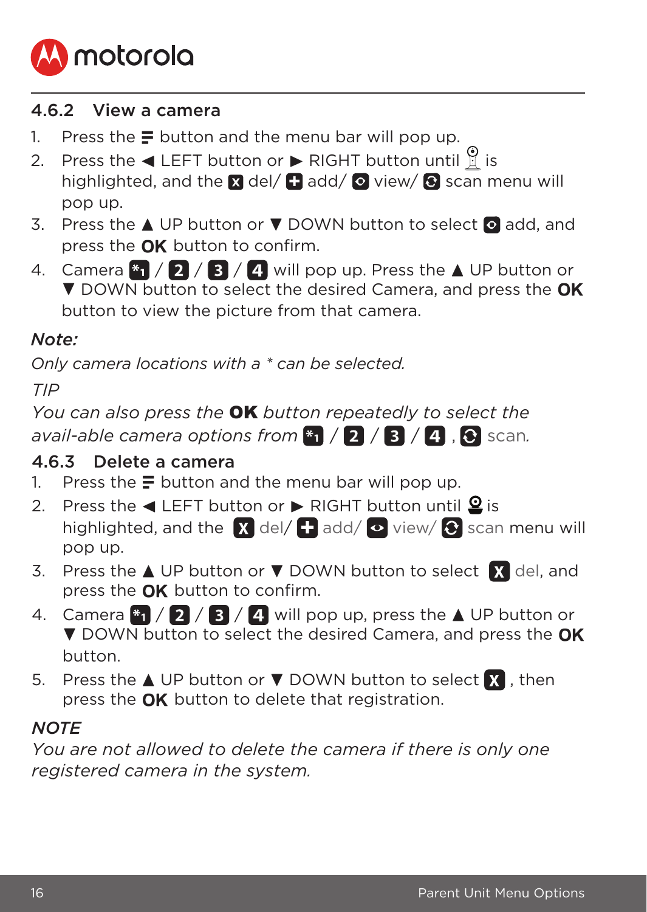### 4.6.2 View a camera

1. Press the ☰ button and the menu bar will pop up.
2. Press the ◄ LEFT button or ► RIGHT button until 📷 is highlighted, and the X del/ + add/ 👁 view/ ⟳ scan menu will pop up.
3. Press the ▲ UP button or ▼ DOWN button to select 👁 add, and press the **OK** button to confirm.
4. Camera *1 / 2 / 3 / 4 will pop up. Press the ▲ UP button or ▼ DOWN button to select the desired Camera, and press the **OK** button to view the picture from that camera.

*Note:*

*Only camera locations with a * can be selected.*

*TIP*

*You can also press the **OK** button repeatedly to select the avail-able camera options from *1 / 2 / 3 / 4 , ⟳ scan.*

### 4.6.3 Delete a camera

1. Press the ☰ button and the menu bar will pop up.
2. Press the ◄ LEFT button or ► RIGHT button until 📷 is highlighted, and the X del/ + add/ 👁 view/ ⟳ scan menu will pop up.
3. Press the ▲ UP button or ▼ DOWN button to select X del, and press the **OK** button to confirm.
4. Camera *1 / 2 / 3 / 4 will pop up, press the ▲ UP button or ▼ DOWN button to select the desired Camera, and press the **OK** button.
5. Press the ▲ UP button or ▼ DOWN button to select X , then press the **OK** button to delete that registration.

*NOTE*

*You are not allowed to delete the camera if there is only one registered camera in the system.*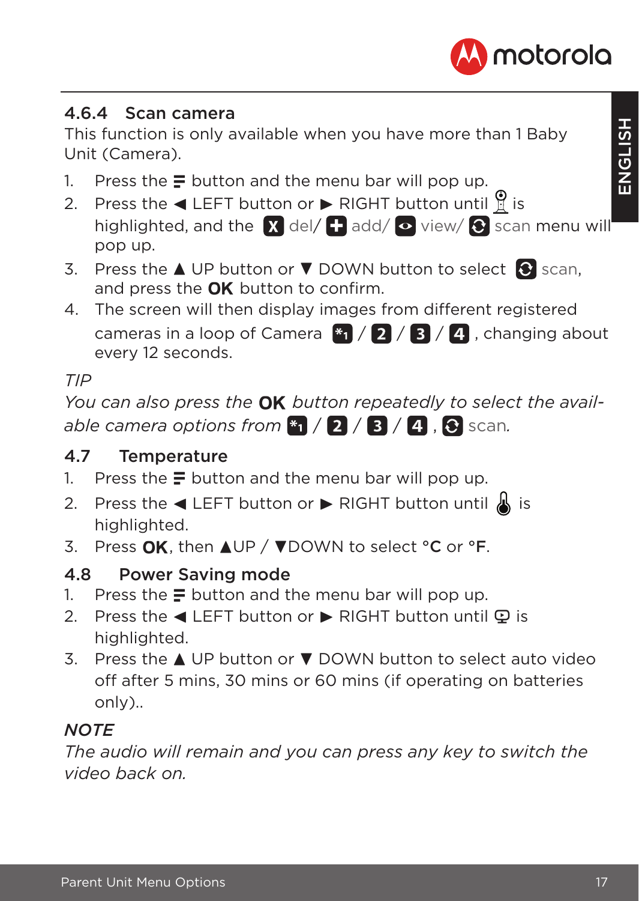### 4.6.4 Scan camera

This function is only available when you have more than 1 Baby Unit (Camera).

1. Press the ☰ button and the menu bar will pop up.
2. Press the ◄ LEFT button or ► RIGHT button until 📹 is highlighted, and the X del/ + add/ 👁 view/ 🔄 scan menu will pop up.
3. Press the ▲ UP button or ▼ DOWN button to select 🔄 scan, and press the **OK** button to confirm.
4. The screen will then display images from different registered cameras in a loop of Camera *1 / 2 / 3 / 4 , changing about every 12 seconds.

*TIP*

*You can also press the* **OK** *button repeatedly to select the available camera options from *1 / 2 / 3 / 4 , 🔄 scan.*

## 4.7 Temperature

1. Press the ☰ button and the menu bar will pop up.
2. Press the ◄ LEFT button or ► RIGHT button until 🌡 is highlighted.
3. Press **OK**, then ▲UP / ▼DOWN to select **°C** or **°F**.

## 4.8 Power Saving mode

1. Press the ☰ button and the menu bar will pop up.
2. Press the ◄ LEFT button or ► RIGHT button until 🖵 is highlighted.
3. Press the ▲ UP button or ▼ DOWN button to select auto video off after 5 mins, 30 mins or 60 mins (if operating on batteries only)..

***NOTE***

*The audio will remain and you can press any key to switch the video back on.*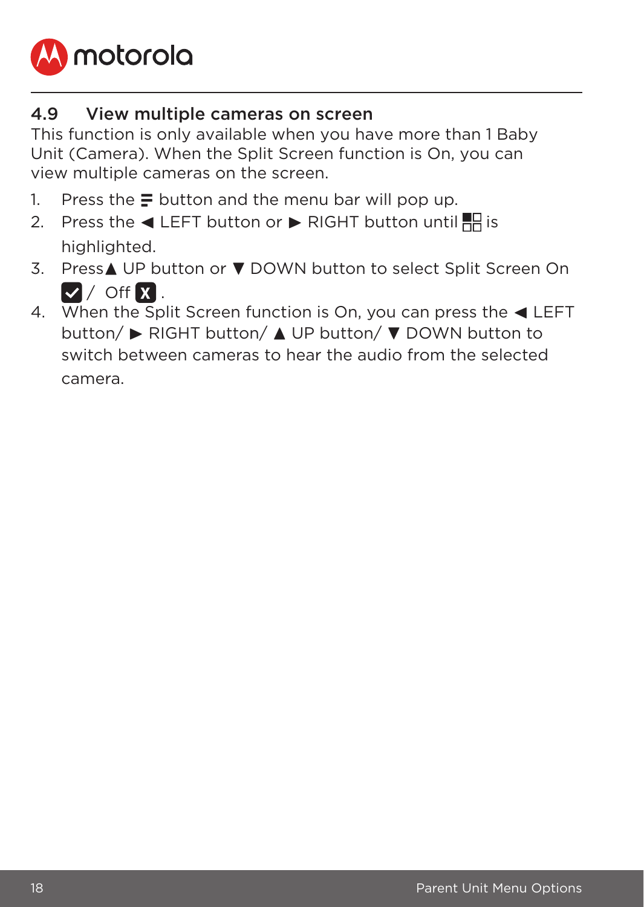## 4.9 View multiple cameras on screen

This function is only available when you have more than 1 Baby Unit (Camera). When the Split Screen function is On, you can view multiple cameras on the screen.

1. Press the ☰ button and the menu bar will pop up.
2. Press the ◄ LEFT button or ► RIGHT button until ▦ is highlighted.
3. Press▲ UP button or ▼ DOWN button to select Split Screen On ☑ / Off ☒ .
4. When the Split Screen function is On, you can press the ◄ LEFT button/ ► RIGHT button/ ▲ UP button/ ▼ DOWN button to switch between cameras to hear the audio from the selected camera.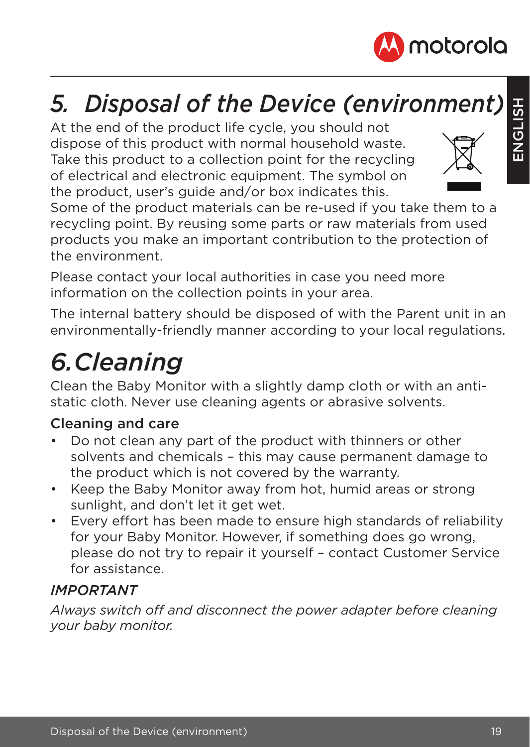# *5. Disposal of the Device (environment)*

At the end of the product life cycle, you should not dispose of this product with normal household waste. Take this product to a collection point for the recycling of electrical and electronic equipment. The symbol on the product, user's guide and/or box indicates this.

Some of the product materials can be re-used if you take them to a recycling point. By reusing some parts or raw materials from used products you make an important contribution to the protection of the environment.

Please contact your local authorities in case you need more information on the collection points in your area.

The internal battery should be disposed of with the Parent unit in an environmentally-friendly manner according to your local regulations.

# *6. Cleaning*

Clean the Baby Monitor with a slightly damp cloth or with an anti-static cloth. Never use cleaning agents or abrasive solvents.

## Cleaning and care

- Do not clean any part of the product with thinners or other solvents and chemicals – this may cause permanent damage to the product which is not covered by the warranty.
- Keep the Baby Monitor away from hot, humid areas or strong sunlight, and don't let it get wet.
- Every effort has been made to ensure high standards of reliability for your Baby Monitor. However, if something does go wrong, please do not try to repair it yourself – contact Customer Service for assistance.

### *IMPORTANT*

*Always switch off and disconnect the power adapter before cleaning your baby monitor.*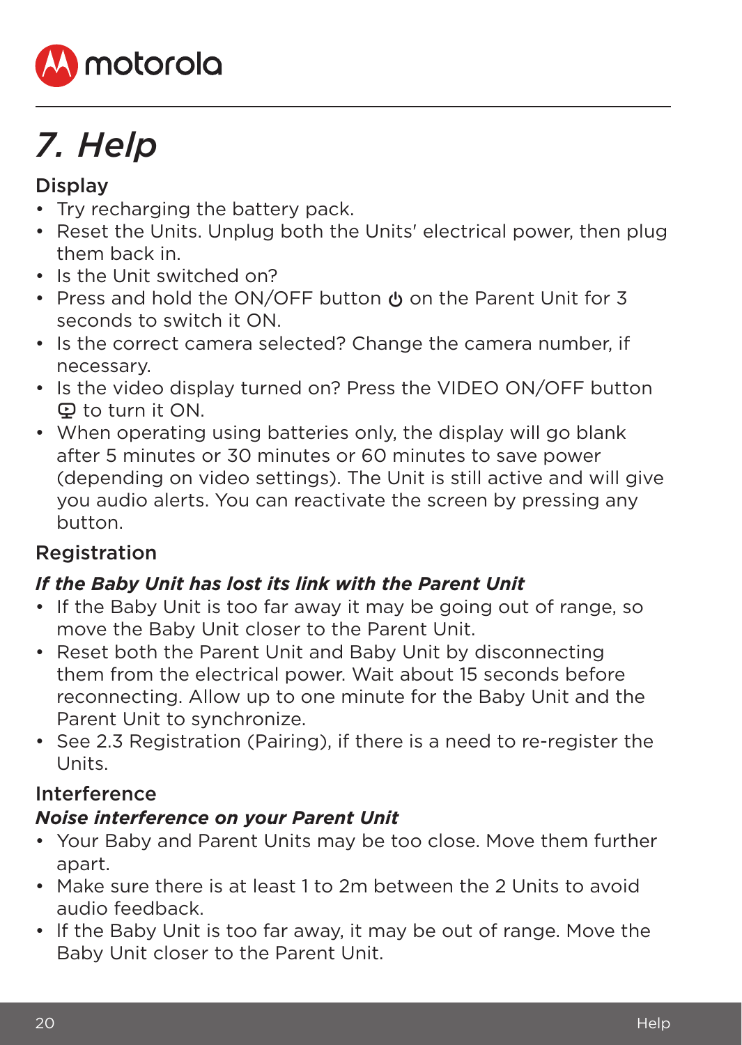# 7. Help

## Display

- Try recharging the battery pack.
- Reset the Units. Unplug both the Units' electrical power, then plug them back in.
- Is the Unit switched on?
- Press and hold the ON/OFF button ⏻ on the Parent Unit for 3 seconds to switch it ON.
- Is the correct camera selected? Change the camera number, if necessary.
- Is the video display turned on? Press the VIDEO ON/OFF button to turn it ON.
- When operating using batteries only, the display will go blank after 5 minutes or 30 minutes or 60 minutes to save power (depending on video settings). The Unit is still active and will give you audio alerts. You can reactivate the screen by pressing any button.

## Registration

### *If the Baby Unit has lost its link with the Parent Unit*

- If the Baby Unit is too far away it may be going out of range, so move the Baby Unit closer to the Parent Unit.
- Reset both the Parent Unit and Baby Unit by disconnecting them from the electrical power. Wait about 15 seconds before reconnecting. Allow up to one minute for the Baby Unit and the Parent Unit to synchronize.
- See 2.3 Registration (Pairing), if there is a need to re-register the Units.

## Interference

### *Noise interference on your Parent Unit*

- Your Baby and Parent Units may be too close. Move them further apart.
- Make sure there is at least 1 to 2m between the 2 Units to avoid audio feedback.
- If the Baby Unit is too far away, it may be out of range. Move the Baby Unit closer to the Parent Unit.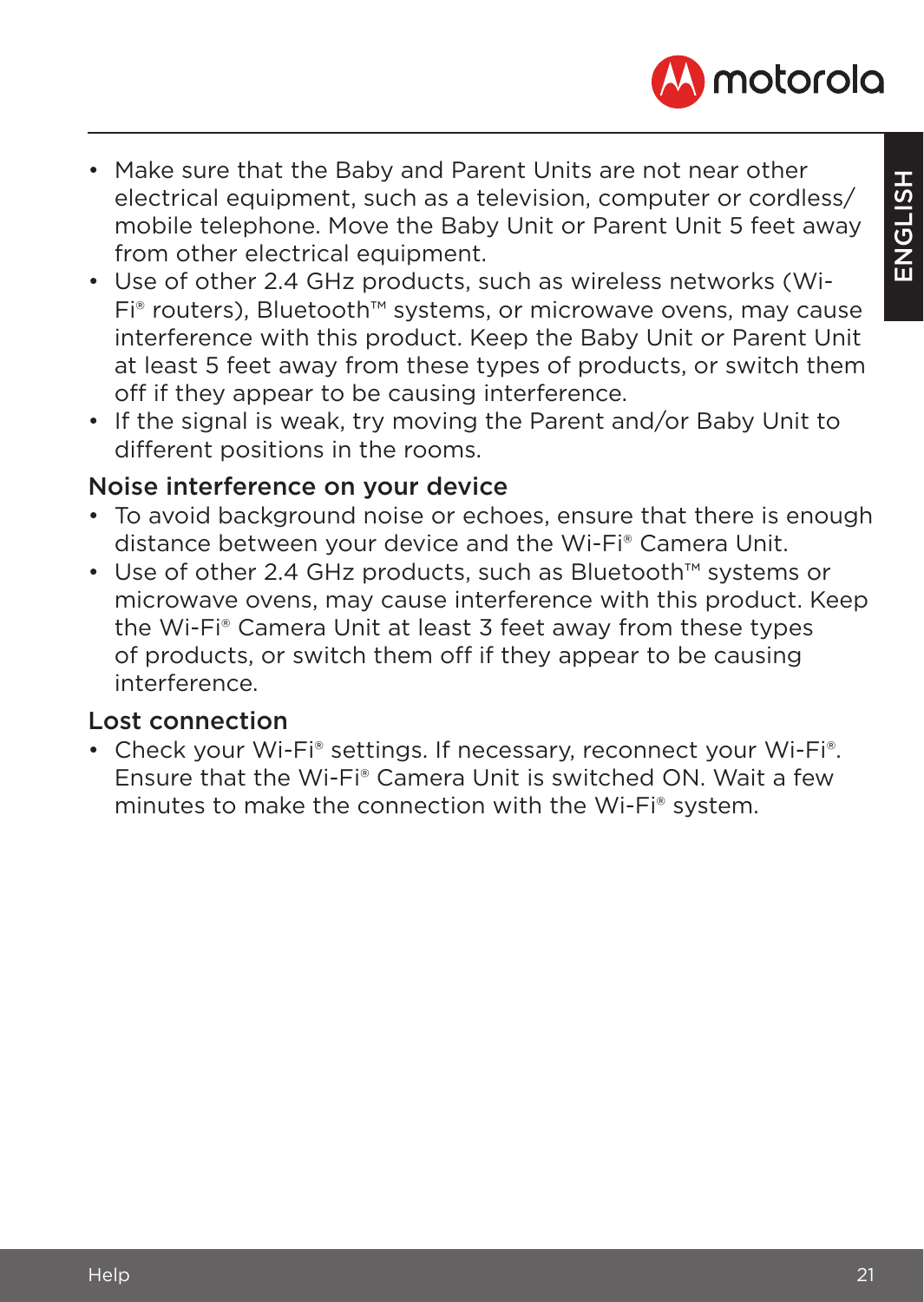- Make sure that the Baby and Parent Units are not near other electrical equipment, such as a television, computer or cordless/ mobile telephone. Move the Baby Unit or Parent Unit 5 feet away from other electrical equipment.
- Use of other 2.4 GHz products, such as wireless networks (Wi-Fi® routers), Bluetooth™ systems, or microwave ovens, may cause interference with this product. Keep the Baby Unit or Parent Unit at least 5 feet away from these types of products, or switch them off if they appear to be causing interference.
- If the signal is weak, try moving the Parent and/or Baby Unit to different positions in the rooms.

## Noise interference on your device

- To avoid background noise or echoes, ensure that there is enough distance between your device and the Wi-Fi® Camera Unit.
- Use of other 2.4 GHz products, such as Bluetooth™ systems or microwave ovens, may cause interference with this product. Keep the Wi-Fi® Camera Unit at least 3 feet away from these types of products, or switch them off if they appear to be causing interference.

## Lost connection

- Check your Wi-Fi® settings. If necessary, reconnect your Wi-Fi®. Ensure that the Wi-Fi® Camera Unit is switched ON. Wait a few minutes to make the connection with the Wi-Fi® system.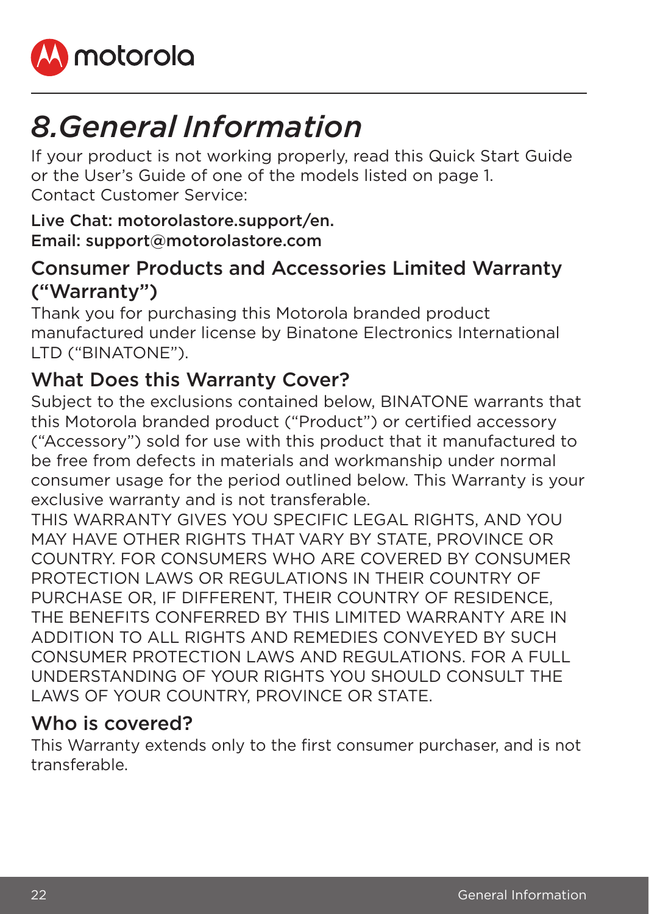# 8.General Information

If your product is not working properly, read this Quick Start Guide or the User's Guide of one of the models listed on page 1.
Contact Customer Service:

**Live Chat: motorolastore.support/en.**
**Email: support@motorolastore.com**

## Consumer Products and Accessories Limited Warranty ("Warranty")

Thank you for purchasing this Motorola branded product manufactured under license by Binatone Electronics International LTD ("BINATONE").

## What Does this Warranty Cover?

Subject to the exclusions contained below, BINATONE warrants that this Motorola branded product ("Product") or certified accessory ("Accessory") sold for use with this product that it manufactured to be free from defects in materials and workmanship under normal consumer usage for the period outlined below. This Warranty is your exclusive warranty and is not transferable.

THIS WARRANTY GIVES YOU SPECIFIC LEGAL RIGHTS, AND YOU MAY HAVE OTHER RIGHTS THAT VARY BY STATE, PROVINCE OR COUNTRY. FOR CONSUMERS WHO ARE COVERED BY CONSUMER PROTECTION LAWS OR REGULATIONS IN THEIR COUNTRY OF PURCHASE OR, IF DIFFERENT, THEIR COUNTRY OF RESIDENCE, THE BENEFITS CONFERRED BY THIS LIMITED WARRANTY ARE IN ADDITION TO ALL RIGHTS AND REMEDIES CONVEYED BY SUCH CONSUMER PROTECTION LAWS AND REGULATIONS. FOR A FULL UNDERSTANDING OF YOUR RIGHTS YOU SHOULD CONSULT THE LAWS OF YOUR COUNTRY, PROVINCE OR STATE.

## Who is covered?

This Warranty extends only to the first consumer purchaser, and is not transferable.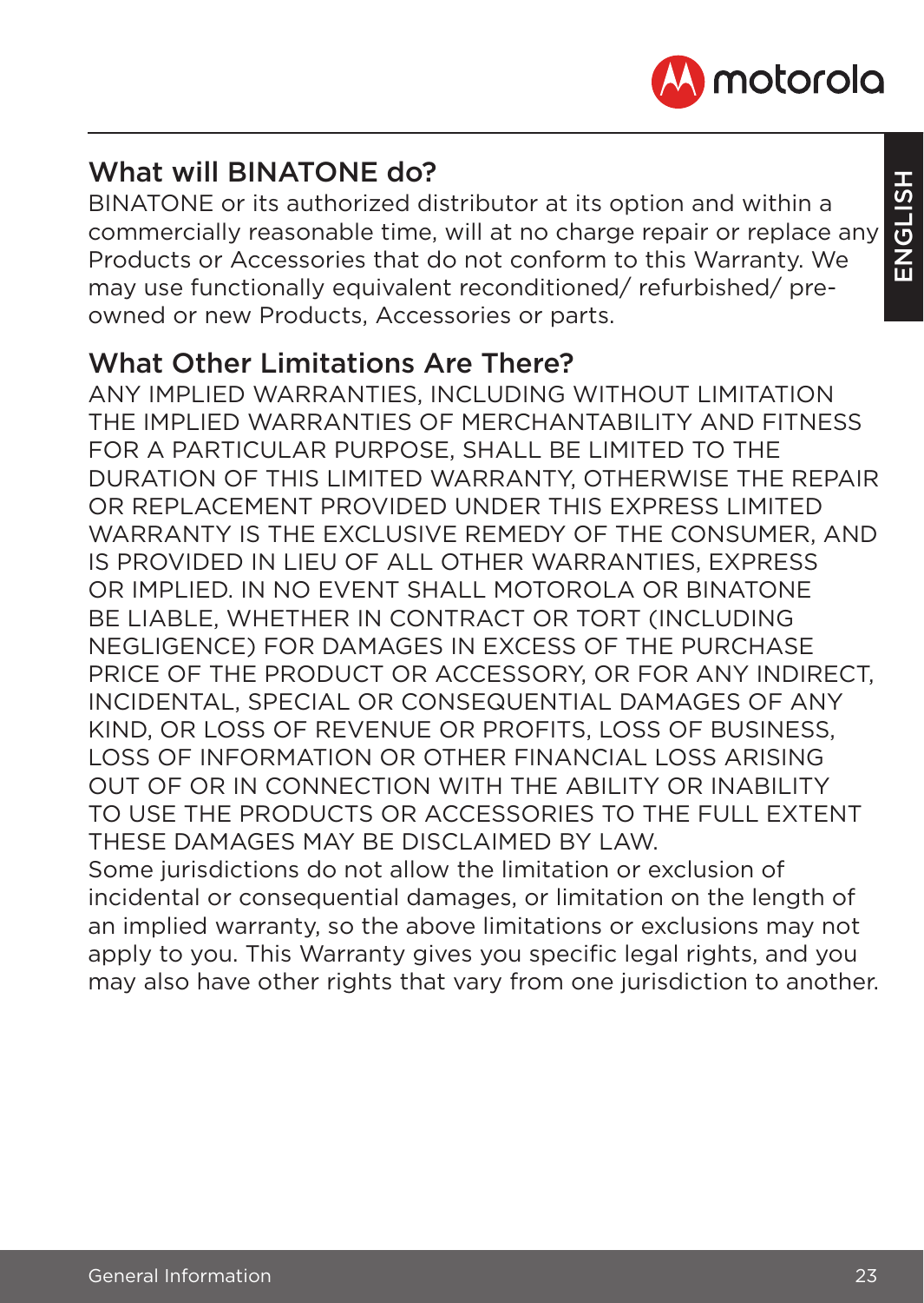## What will BINATONE do?

BINATONE or its authorized distributor at its option and within a commercially reasonable time, will at no charge repair or replace any Products or Accessories that do not conform to this Warranty. We may use functionally equivalent reconditioned/ refurbished/ pre-owned or new Products, Accessories or parts.

## What Other Limitations Are There?

ANY IMPLIED WARRANTIES, INCLUDING WITHOUT LIMITATION THE IMPLIED WARRANTIES OF MERCHANTABILITY AND FITNESS FOR A PARTICULAR PURPOSE, SHALL BE LIMITED TO THE DURATION OF THIS LIMITED WARRANTY, OTHERWISE THE REPAIR OR REPLACEMENT PROVIDED UNDER THIS EXPRESS LIMITED WARRANTY IS THE EXCLUSIVE REMEDY OF THE CONSUMER, AND IS PROVIDED IN LIEU OF ALL OTHER WARRANTIES, EXPRESS OR IMPLIED. IN NO EVENT SHALL MOTOROLA OR BINATONE BE LIABLE, WHETHER IN CONTRACT OR TORT (INCLUDING NEGLIGENCE) FOR DAMAGES IN EXCESS OF THE PURCHASE PRICE OF THE PRODUCT OR ACCESSORY, OR FOR ANY INDIRECT, INCIDENTAL, SPECIAL OR CONSEQUENTIAL DAMAGES OF ANY KIND, OR LOSS OF REVENUE OR PROFITS, LOSS OF BUSINESS, LOSS OF INFORMATION OR OTHER FINANCIAL LOSS ARISING OUT OF OR IN CONNECTION WITH THE ABILITY OR INABILITY TO USE THE PRODUCTS OR ACCESSORIES TO THE FULL EXTENT THESE DAMAGES MAY BE DISCLAIMED BY LAW.

Some jurisdictions do not allow the limitation or exclusion of incidental or consequential damages, or limitation on the length of an implied warranty, so the above limitations or exclusions may not apply to you. This Warranty gives you specific legal rights, and you may also have other rights that vary from one jurisdiction to another.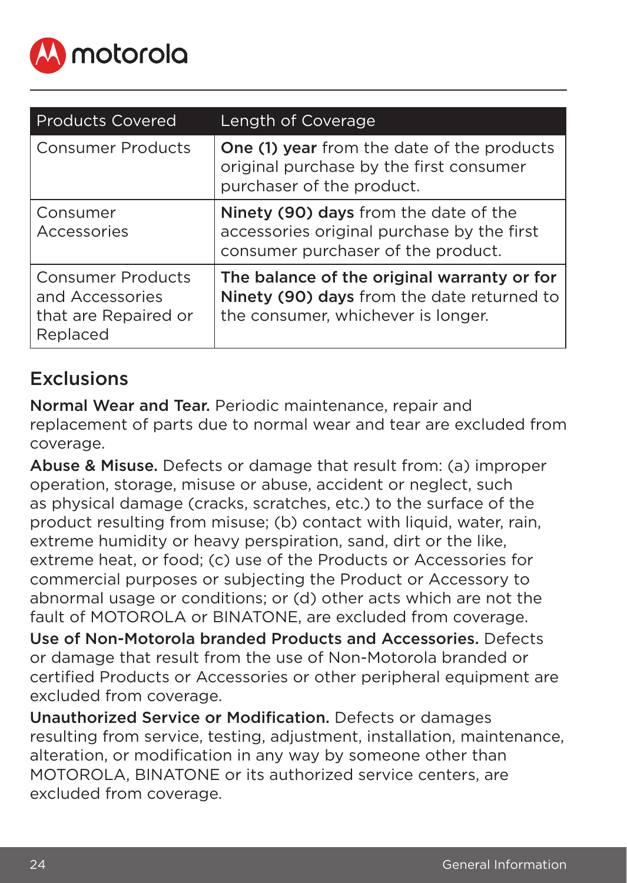| Products Covered | Length of Coverage |
|---|---|
| Consumer Products | **One (1) year** from the date of the products original purchase by the first consumer purchaser of the product. |
| Consumer Accessories | **Ninety (90) days** from the date of the accessories original purchase by the first consumer purchaser of the product. |
| Consumer Products and Accessories that are Repaired or Replaced | **The balance of the original warranty or for Ninety (90) days** from the date returned to the consumer, whichever is longer. |

## Exclusions

**Normal Wear and Tear.** Periodic maintenance, repair and replacement of parts due to normal wear and tear are excluded from coverage.

**Abuse & Misuse.** Defects or damage that result from: (a) improper operation, storage, misuse or abuse, accident or neglect, such as physical damage (cracks, scratches, etc.) to the surface of the product resulting from misuse; (b) contact with liquid, water, rain, extreme humidity or heavy perspiration, sand, dirt or the like, extreme heat, or food; (c) use of the Products or Accessories for commercial purposes or subjecting the Product or Accessory to abnormal usage or conditions; or (d) other acts which are not the fault of MOTOROLA or BINATONE, are excluded from coverage.

**Use of Non-Motorola branded Products and Accessories.** Defects or damage that result from the use of Non-Motorola branded or certified Products or Accessories or other peripheral equipment are excluded from coverage.

**Unauthorized Service or Modification.** Defects or damages resulting from service, testing, adjustment, installation, maintenance, alteration, or modification in any way by someone other than MOTOROLA, BINATONE or its authorized service centers, are excluded from coverage.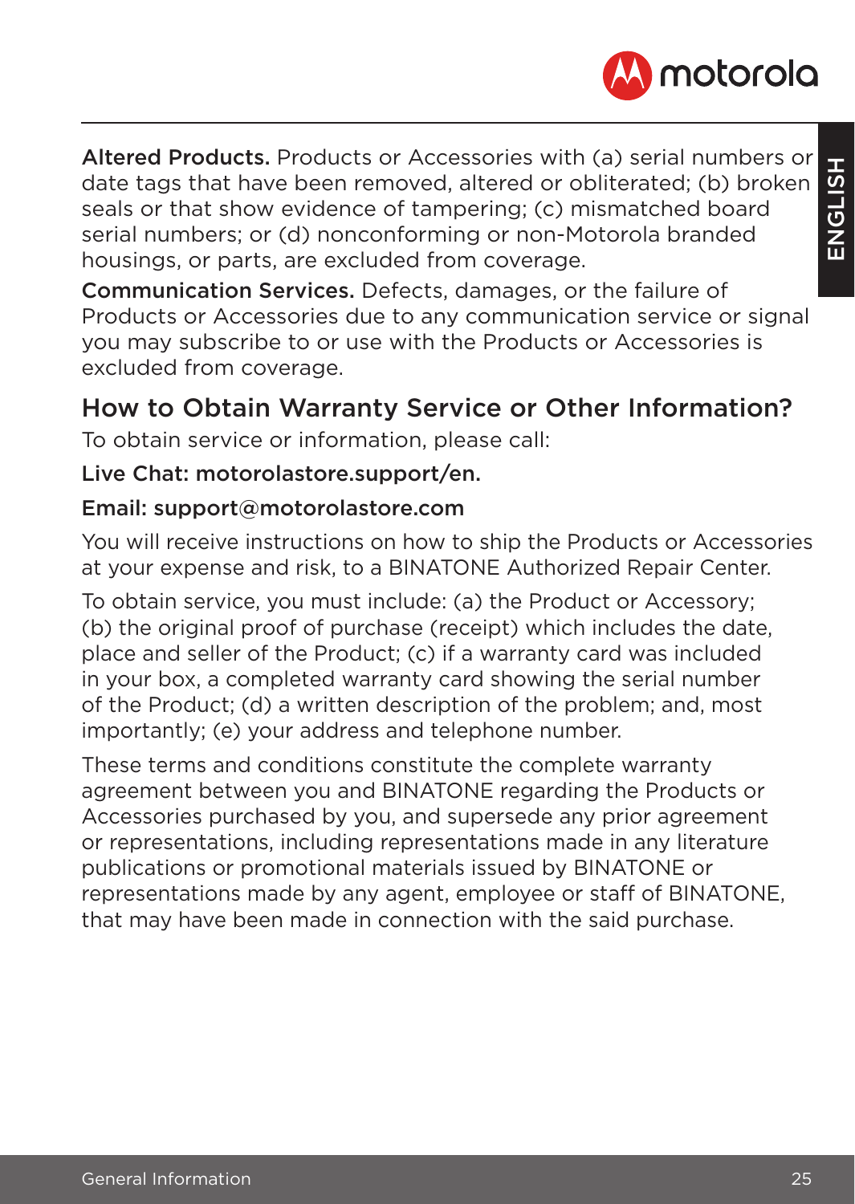**Altered Products.** Products or Accessories with (a) serial numbers or date tags that have been removed, altered or obliterated; (b) broken seals or that show evidence of tampering; (c) mismatched board serial numbers; or (d) nonconforming or non-Motorola branded housings, or parts, are excluded from coverage.

**Communication Services.** Defects, damages, or the failure of Products or Accessories due to any communication service or signal you may subscribe to or use with the Products or Accessories is excluded from coverage.

## How to Obtain Warranty Service or Other Information?

To obtain service or information, please call:

**Live Chat: motorolastore.support/en.**

**Email: support@motorolastore.com**

You will receive instructions on how to ship the Products or Accessories at your expense and risk, to a BINATONE Authorized Repair Center.

To obtain service, you must include: (a) the Product or Accessory; (b) the original proof of purchase (receipt) which includes the date, place and seller of the Product; (c) if a warranty card was included in your box, a completed warranty card showing the serial number of the Product; (d) a written description of the problem; and, most importantly; (e) your address and telephone number.

These terms and conditions constitute the complete warranty agreement between you and BINATONE regarding the Products or Accessories purchased by you, and supersede any prior agreement or representations, including representations made in any literature publications or promotional materials issued by BINATONE or representations made by any agent, employee or staff of BINATONE, that may have been made in connection with the said purchase.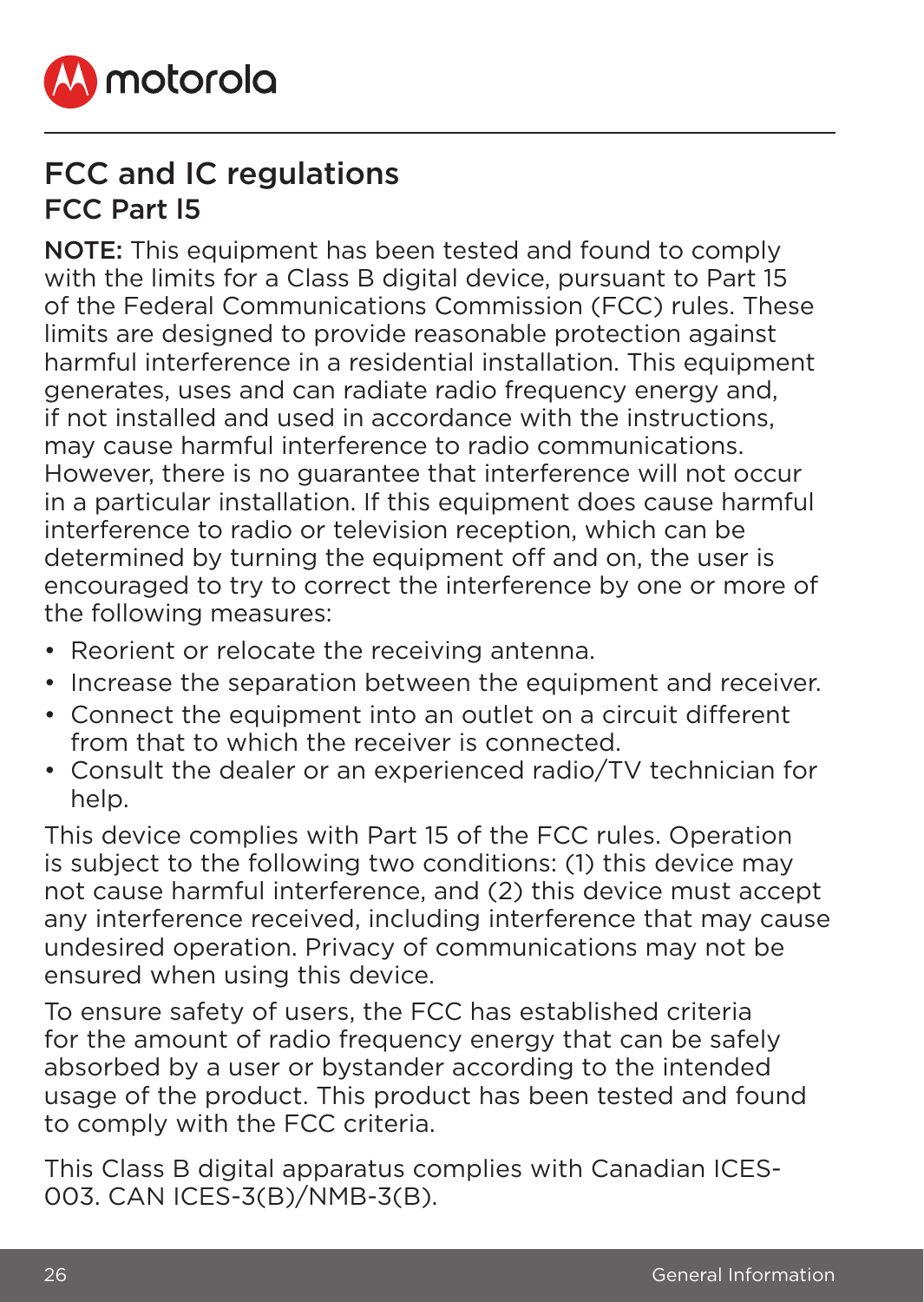## FCC and IC regulations

### FCC Part I5

**NOTE:** This equipment has been tested and found to comply with the limits for a Class B digital device, pursuant to Part 15 of the Federal Communications Commission (FCC) rules. These limits are designed to provide reasonable protection against harmful interference in a residential installation. This equipment generates, uses and can radiate radio frequency energy and, if not installed and used in accordance with the instructions, may cause harmful interference to radio communications. However, there is no guarantee that interference will not occur in a particular installation. If this equipment does cause harmful interference to radio or television reception, which can be determined by turning the equipment off and on, the user is encouraged to try to correct the interference by one or more of the following measures:

- Reorient or relocate the receiving antenna.
- Increase the separation between the equipment and receiver.
- Connect the equipment into an outlet on a circuit different from that to which the receiver is connected.
- Consult the dealer or an experienced radio/TV technician for help.

This device complies with Part 15 of the FCC rules. Operation is subject to the following two conditions: (1) this device may not cause harmful interference, and (2) this device must accept any interference received, including interference that may cause undesired operation. Privacy of communications may not be ensured when using this device.

To ensure safety of users, the FCC has established criteria for the amount of radio frequency energy that can be safely absorbed by a user or bystander according to the intended usage of the product. This product has been tested and found to comply with the FCC criteria.

This Class B digital apparatus complies with Canadian ICES-003. CAN ICES-3(B)/NMB-3(B).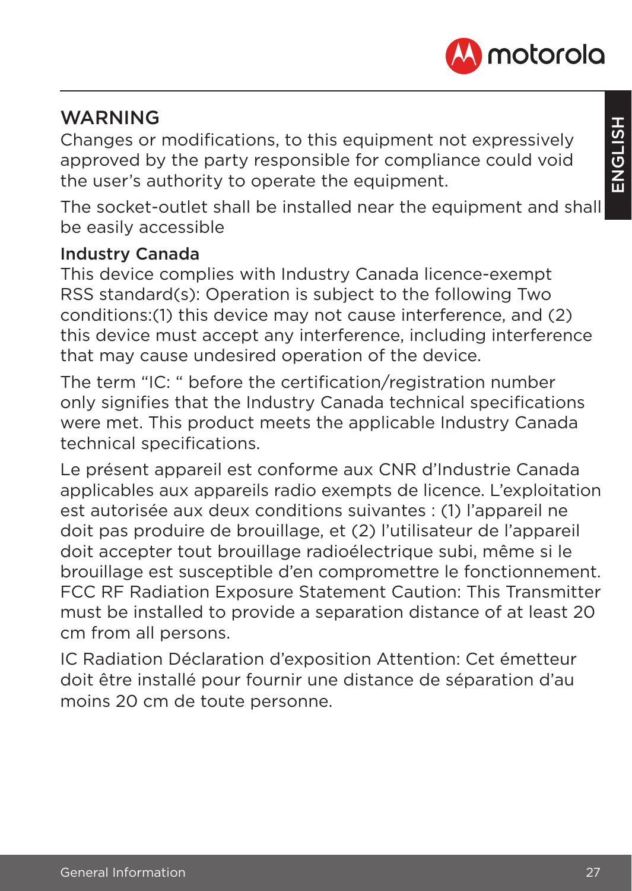## WARNING

Changes or modifications, to this equipment not expressively approved by the party responsible for compliance could void the user's authority to operate the equipment.

The socket-outlet shall be installed near the equipment and shall be easily accessible

### Industry Canada

This device complies with Industry Canada licence-exempt RSS standard(s): Operation is subject to the following Two conditions:(1) this device may not cause interference, and (2) this device must accept any interference, including interference that may cause undesired operation of the device.

The term "IC: " before the certification/registration number only signifies that the Industry Canada technical specifications were met. This product meets the applicable Industry Canada technical specifications.

Le présent appareil est conforme aux CNR d'Industrie Canada applicables aux appareils radio exempts de licence. L'exploitation est autorisée aux deux conditions suivantes : (1) l'appareil ne doit pas produire de brouillage, et (2) l'utilisateur de l'appareil doit accepter tout brouillage radioélectrique subi, même si le brouillage est susceptible d'en compromettre le fonctionnement. FCC RF Radiation Exposure Statement Caution: This Transmitter must be installed to provide a separation distance of at least 20 cm from all persons.

IC Radiation Déclaration d'exposition Attention: Cet émetteur doit être installé pour fournir une distance de séparation d'au moins 20 cm de toute personne.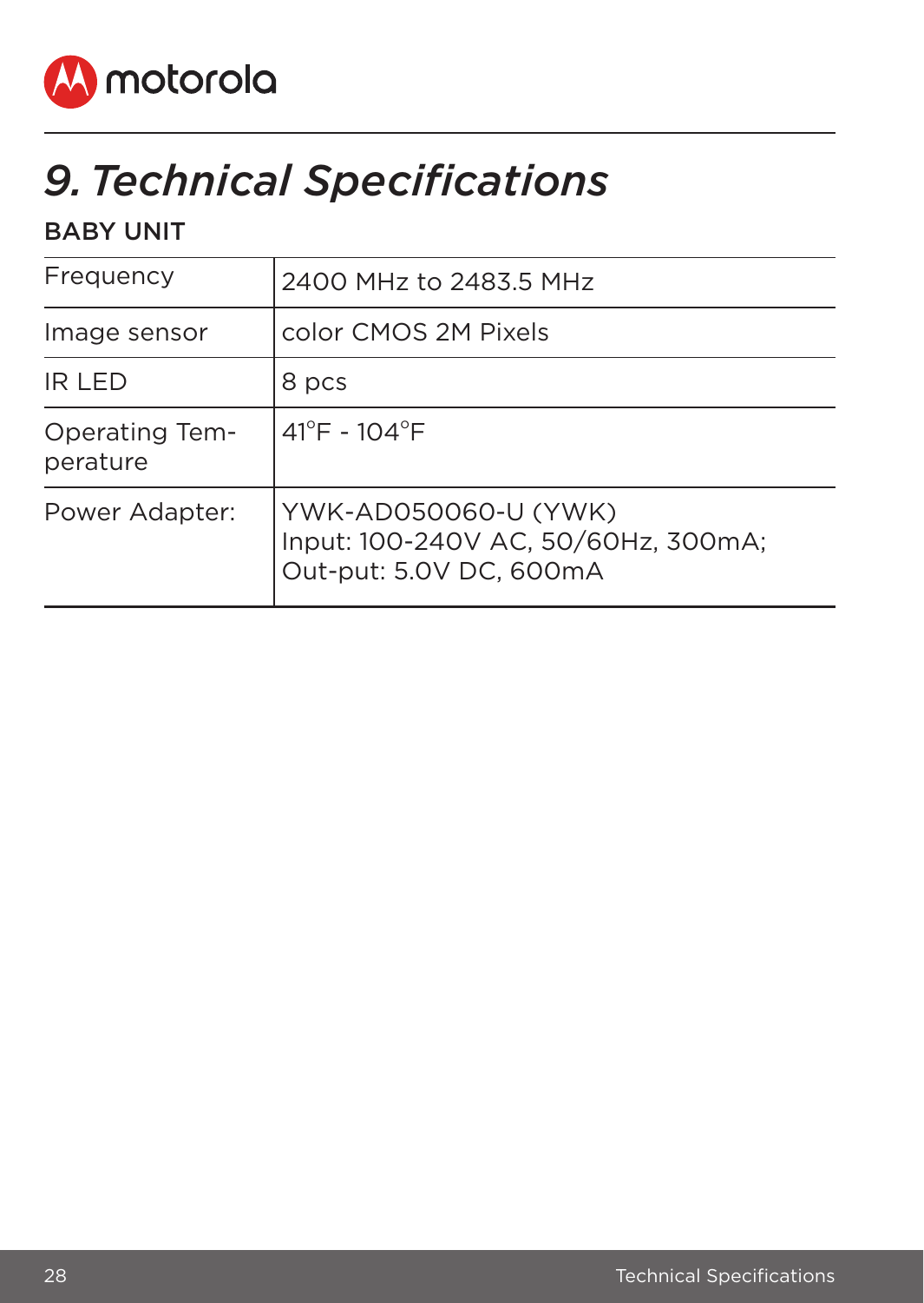# 9. Technical Specifications

## BABY UNIT

| | |
|---|---|
| Frequency | 2400 MHz to 2483.5 MHz |
| Image sensor | color CMOS 2M Pixels |
| IR LED | 8 pcs |
| Operating Temperature | 41°F - 104°F |
| Power Adapter: | YWK-AD050060-U (YWK)<br>Input: 100-240V AC, 50/60Hz, 300mA;<br>Out-put: 5.0V DC, 600mA |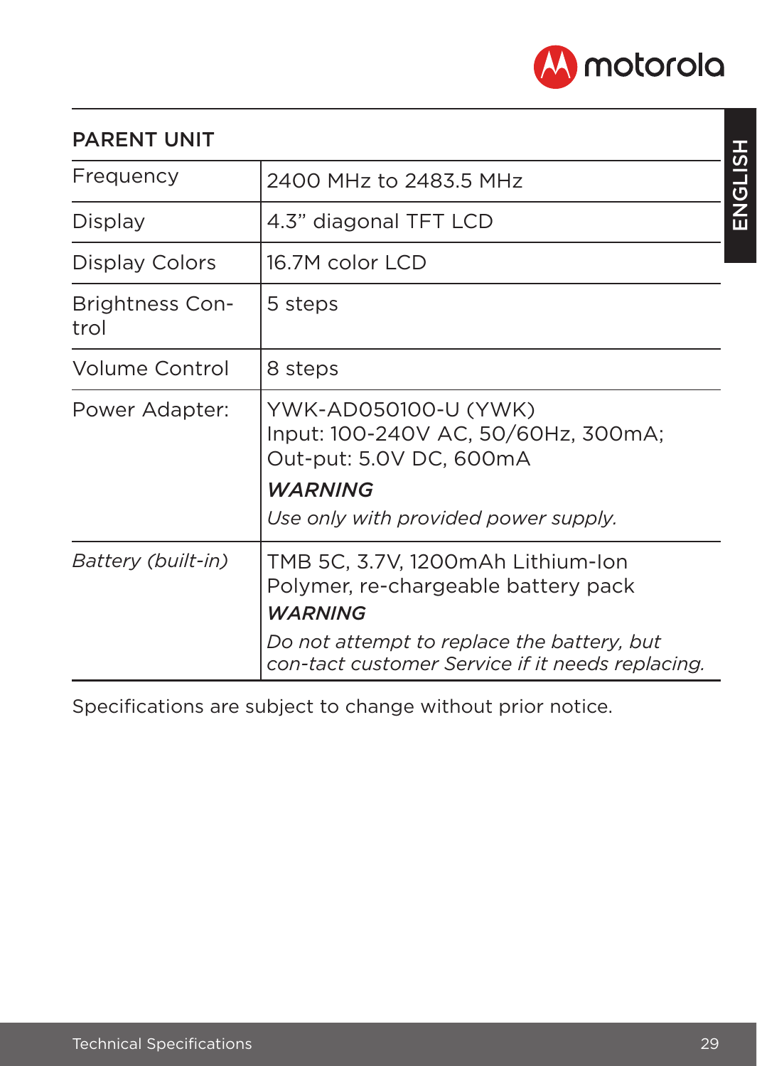## PARENT UNIT

| | |
|---|---|
| Frequency | 2400 MHz to 2483.5 MHz |
| Display | 4.3" diagonal TFT LCD |
| Display Colors | 16.7M color LCD |
| Brightness Con-trol | 5 steps |
| Volume Control | 8 steps |
| Power Adapter: | YWK-AD050100-U (YWK) Input: 100-240V AC, 50/60Hz, 300mA; Out-put: 5.0V DC, 600mA ***WARNING*** *Use only with provided power supply.* |
| *Battery (built-in)* | TMB 5C, 3.7V, 1200mAh Lithium-Ion Polymer, re-chargeable battery pack ***WARNING*** *Do not attempt to replace the battery, but con-tact customer Service if it needs replacing.* |

Specifications are subject to change without prior notice.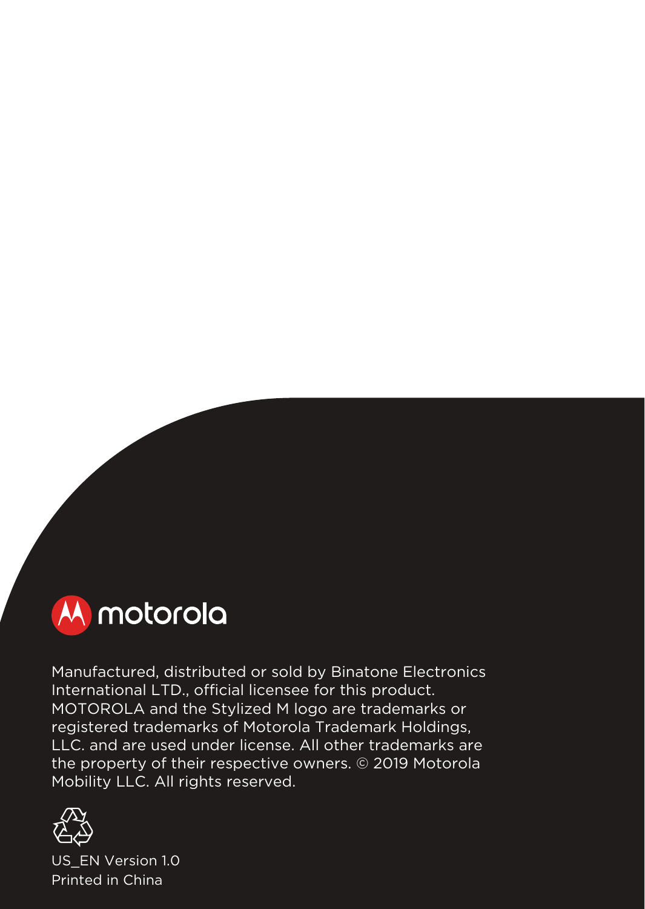motorola

Manufactured, distributed or sold by Binatone Electronics International LTD., official licensee for this product. MOTOROLA and the Stylized M logo are trademarks or registered trademarks of Motorola Trademark Holdings, LLC. and are used under license. All other trademarks are the property of their respective owners. © 2019 Motorola Mobility LLC. All rights reserved.

US_EN Version 1.0
Printed in China